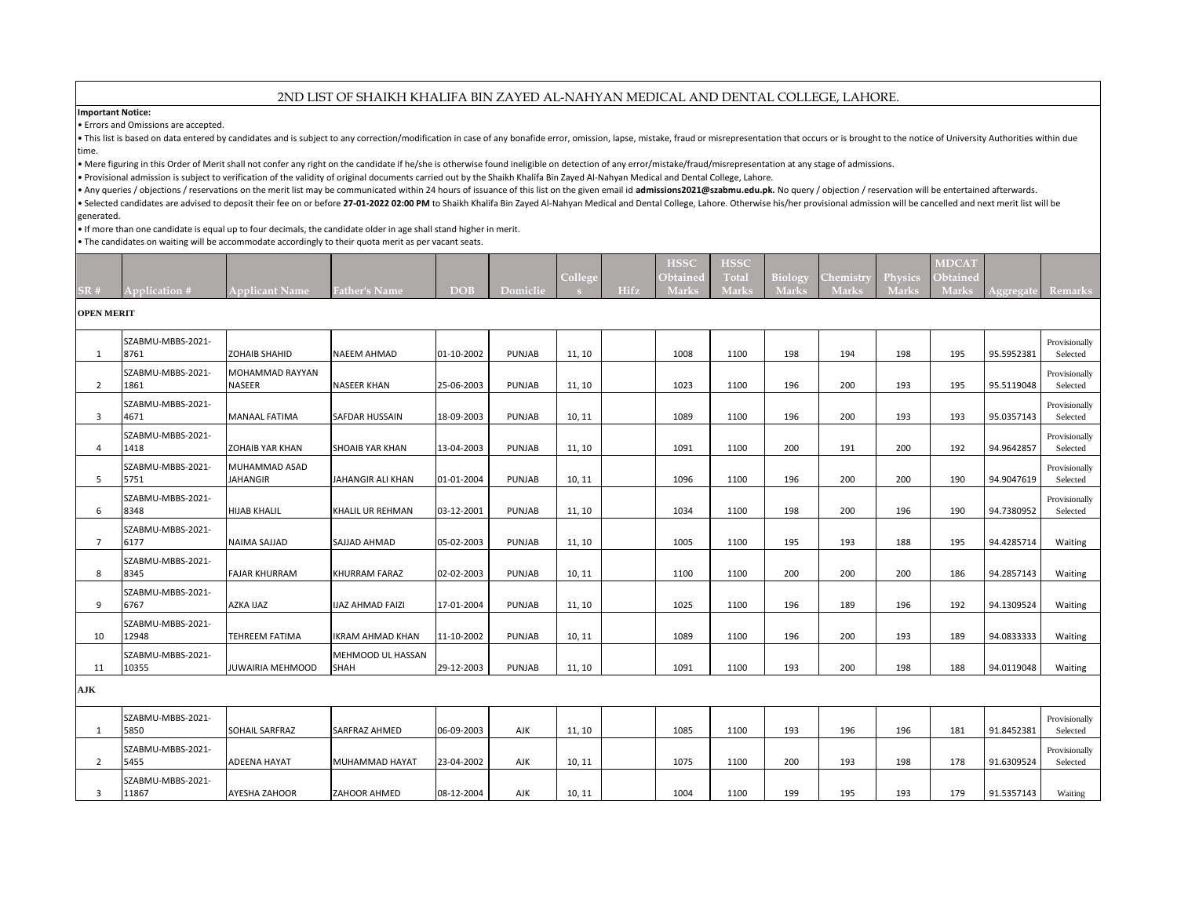# 2ND LIST OF SHAIKH KHALIFA BIN ZAYED AL-NAHYAN MEDICAL AND DENTAL COLLEGE, LAHORE.

**Important Notice:**

- Errors and Omissions are accepted.
- This list is based on data entered by candidates and is subject to any correction/modification in case of any bonafide error, omission, lapse, mistake, fraud or misrepresentation that occurs or is brought to the notice of University Authorities within due time.
- Mere figuring in this Order of Merit shall not confer any right on the candidate if he/she is otherwise found ineligible on detection of any error/mistake/fraud/misrepresentation at any stage of admissions.
- Provisional admission is subject to verification of the validity of original documents carried out by the Shaikh Khalifa Bin Zayed Al-Nahyan Medical and Dental College, Lahore.
- Any queries / objections / reservations on the merit list may be communicated within 24 hours of issuance of this list on the given email id **admissions2021@szabmu.edu.pk.** No query / objection / reservation will be entertained afterwards.
- Selected candidates are advised to deposit their fee on or before **27-01-2022 02:00 PM** to Shaikh Khalifa Bin Zayed Al-Nahyan Medical and Dental College, Lahore. Otherwise his/her provisional admission will be cancelled and next merit list will be generated.
- If more than one candidate is equal up to four decimals, the candidate older in age shall stand higher in merit.
- The candidates on waiting will be accommodate accordingly to their quota merit as per vacant seats.

| SR # | Application # | Applicant Name | Father's Name | DOB | Domiclie | Colleges | Hifz | HSSC Obtained Marks | HSSC Total Marks | Biology Marks | Chemistry Marks | Physics Marks | MDCAT Obtained Marks | Aggregate | Remarks |
|---|---|---|---|---|---|---|---|---|---|---|---|---|---|---|---|
| **OPEN MERIT** | | | | | | | | | | | | | | | |
| 1 | SZABMU-MBBS-2021-8761 | ZOHAIB SHAHID | NAEEM AHMAD | 01-10-2002 | PUNJAB | 11, 10 | | 1008 | 1100 | 198 | 194 | 198 | 195 | 95.5952381 | Provisionally Selected |
| 2 | SZABMU-MBBS-2021-1861 | MOHAMMAD RAYYAN NASEER | NASEER KHAN | 25-06-2003 | PUNJAB | 11, 10 | | 1023 | 1100 | 196 | 200 | 193 | 195 | 95.5119048 | Provisionally Selected |
| 3 | SZABMU-MBBS-2021-4671 | MANAAL FATIMA | SAFDAR HUSSAIN | 18-09-2003 | PUNJAB | 10, 11 | | 1089 | 1100 | 196 | 200 | 193 | 193 | 95.0357143 | Provisionally Selected |
| 4 | SZABMU-MBBS-2021-1418 | ZOHAIB YAR KHAN | SHOAIB YAR KHAN | 13-04-2003 | PUNJAB | 11, 10 | | 1091 | 1100 | 200 | 191 | 200 | 192 | 94.9642857 | Provisionally Selected |
| 5 | SZABMU-MBBS-2021-5751 | MUHAMMAD ASAD JAHANGIR | JAHANGIR ALI KHAN | 01-01-2004 | PUNJAB | 10, 11 | | 1096 | 1100 | 196 | 200 | 200 | 190 | 94.9047619 | Provisionally Selected |
| 6 | SZABMU-MBBS-2021-8348 | HIJAB KHALIL | KHALIL UR REHMAN | 03-12-2001 | PUNJAB | 11, 10 | | 1034 | 1100 | 198 | 200 | 196 | 190 | 94.7380952 | Provisionally Selected |
| 7 | SZABMU-MBBS-2021-6177 | NAIMA SAJJAD | SAJJAD AHMAD | 05-02-2003 | PUNJAB | 11, 10 | | 1005 | 1100 | 195 | 193 | 188 | 195 | 94.4285714 | Waiting |
| 8 | SZABMU-MBBS-2021-8345 | FAJAR KHURRAM | KHURRAM FARAZ | 02-02-2003 | PUNJAB | 10, 11 | | 1100 | 1100 | 200 | 200 | 200 | 186 | 94.2857143 | Waiting |
| 9 | SZABMU-MBBS-2021-6767 | AZKA IJAZ | IJAZ AHMAD FAIZI | 17-01-2004 | PUNJAB | 11, 10 | | 1025 | 1100 | 196 | 189 | 196 | 192 | 94.1309524 | Waiting |
| 10 | SZABMU-MBBS-2021-12948 | TEHREEM FATIMA | IKRAM AHMAD KHAN | 11-10-2002 | PUNJAB | 10, 11 | | 1089 | 1100 | 196 | 200 | 193 | 189 | 94.0833333 | Waiting |
| 11 | SZABMU-MBBS-2021-10355 | JUWAIRIA MEHMOOD | MEHMOOD UL HASSAN SHAH | 29-12-2003 | PUNJAB | 11, 10 | | 1091 | 1100 | 193 | 200 | 198 | 188 | 94.0119048 | Waiting |
| **AJK** | | | | | | | | | | | | | | | |
| 1 | SZABMU-MBBS-2021-5850 | SOHAIL SARFRAZ | SARFRAZ AHMED | 06-09-2003 | AJK | 11, 10 | | 1085 | 1100 | 193 | 196 | 196 | 181 | 91.8452381 | Provisionally Selected |
| 2 | SZABMU-MBBS-2021-5455 | ADEENA HAYAT | MUHAMMAD HAYAT | 23-04-2002 | AJK | 10, 11 | | 1075 | 1100 | 200 | 193 | 198 | 178 | 91.6309524 | Provisionally Selected |
| 3 | SZABMU-MBBS-2021-11867 | AYESHA ZAHOOR | ZAHOOR AHMED | 08-12-2004 | AJK | 10, 11 | | 1004 | 1100 | 199 | 195 | 193 | 179 | 91.5357143 | Waiting |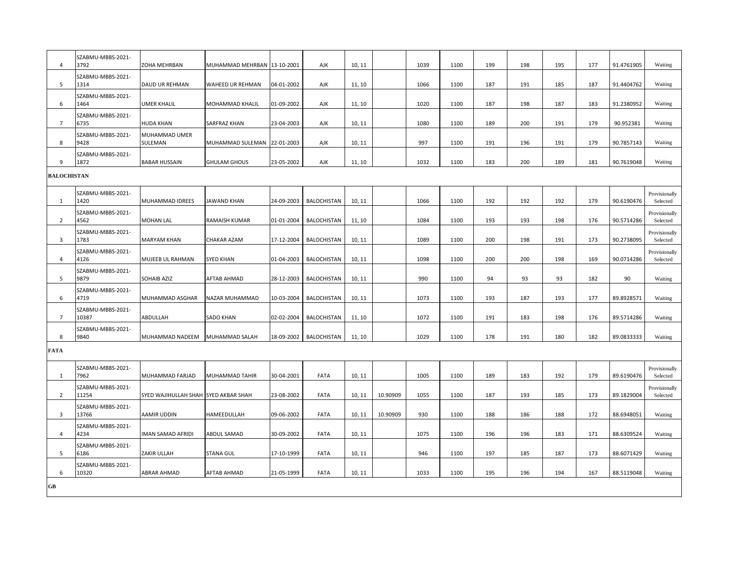| | | | | | | | | | | | | | | | |
|---|---|---|---|---|---|---|---|---|---|---|---|---|---|---|---|
| 4 | SZABMU-MBBS-2021-3792 | ZOHA MEHRBAN | MUHAMMAD MEHRBAN | 13-10-2001 | AJK | 10, 11 | | 1039 | 1100 | 199 | 198 | 195 | 177 | 91.4761905 | Waiting |
| 5 | SZABMU-MBBS-2021-1314 | DAUD UR REHMAN | WAHEED UR REHMAN | 04-01-2002 | AJK | 11, 10 | | 1066 | 1100 | 187 | 191 | 185 | 187 | 91.4404762 | Waiting |
| 6 | SZABMU-MBBS-2021-1464 | UMER KHALIL | MOHAMMAD KHALIL | 01-09-2002 | AJK | 11, 10 | | 1020 | 1100 | 187 | 198 | 187 | 183 | 91.2380952 | Waiting |
| 7 | SZABMU-MBBS-2021-6735 | HUDA KHAN | SARFRAZ KHAN | 23-04-2003 | AJK | 10, 11 | | 1080 | 1100 | 189 | 200 | 191 | 179 | 90.952381 | Waiting |
| 8 | SZABMU-MBBS-2021-9428 | MUHAMMAD UMER SULEMAN | MUHAMMAD SULEMAN | 22-01-2003 | AJK | 10, 11 | | 997 | 1100 | 191 | 196 | 191 | 179 | 90.7857143 | Waiting |
| 9 | SZABMU-MBBS-2021-1872 | BABAR HUSSAIN | GHULAM GHOUS | 23-05-2002 | AJK | 11, 10 | | 1032 | 1100 | 183 | 200 | 189 | 181 | 90.7619048 | Waiting |
| **BALOCHISTAN** | | | | | | | | | | | | | | | |
| 1 | SZABMU-MBBS-2021-1420 | MUHAMMAD IDREES | JAWAND KHAN | 24-09-2003 | BALOCHISTAN | 10, 11 | | 1066 | 1100 | 192 | 192 | 192 | 179 | 90.6190476 | Provisionally Selected |
| 2 | SZABMU-MBBS-2021-4562 | MOHAN LAL | RAMAISH KUMAR | 01-01-2004 | BALOCHISTAN | 11, 10 | | 1084 | 1100 | 193 | 193 | 198 | 176 | 90.5714286 | Provisionally Selected |
| 3 | SZABMU-MBBS-2021-1783 | MARYAM KHAN | CHAKAR AZAM | 17-12-2004 | BALOCHISTAN | 10, 11 | | 1089 | 1100 | 200 | 198 | 191 | 173 | 90.2738095 | Provisionally Selected |
| 4 | SZABMU-MBBS-2021-4126 | MUJEEB UL RAHMAN | SYED KHAN | 01-04-2003 | BALOCHISTAN | 10, 11 | | 1098 | 1100 | 200 | 200 | 198 | 169 | 90.0714286 | Provisionally Selected |
| 5 | SZABMU-MBBS-2021-9879 | SOHAIB AZIZ | AFTAB AHMAD | 28-12-2003 | BALOCHISTAN | 10, 11 | | 990 | 1100 | 94 | 93 | 93 | 182 | 90 | Waiting |
| 6 | SZABMU-MBBS-2021-4719 | MUHAMMAD ASGHAR | NAZAR MUHAMMAD | 10-03-2004 | BALOCHISTAN | 10, 11 | | 1073 | 1100 | 193 | 187 | 193 | 177 | 89.8928571 | Waiting |
| 7 | SZABMU-MBBS-2021-10387 | ABDULLAH | SADO KHAN | 02-02-2004 | BALOCHISTAN | 11, 10 | | 1072 | 1100 | 191 | 183 | 198 | 176 | 89.5714286 | Waiting |
| 8 | SZABMU-MBBS-2021-9840 | MUHAMMAD NADEEM | MUHAMMAD SALAH | 18-09-2002 | BALOCHISTAN | 11, 10 | | 1029 | 1100 | 178 | 191 | 180 | 182 | 89.0833333 | Waiting |
| **FATA** | | | | | | | | | | | | | | | |
| 1 | SZABMU-MBBS-2021-7962 | MUHAMMAD FARJAD | MUHAMMAD TAHIR | 30-04-2001 | FATA | 10, 11 | | 1005 | 1100 | 189 | 183 | 192 | 179 | 89.6190476 | Provisionally Selected |
| 2 | SZABMU-MBBS-2021-11254 | SYED WAJIHULLAH SHAH | SYED AKBAR SHAH | 23-08-2002 | FATA | 10, 11 | 10.90909 | 1055 | 1100 | 187 | 193 | 185 | 173 | 89.1829004 | Provisionally Selected |
| 3 | SZABMU-MBBS-2021-13766 | AAMIR UDDIN | HAMEEDULLAH | 09-06-2002 | FATA | 10, 11 | 10.90909 | 930 | 1100 | 188 | 186 | 188 | 172 | 88.6948051 | Waiting |
| 4 | SZABMU-MBBS-2021-4234 | IMAN SAMAD AFRIDI | ABDUL SAMAD | 30-09-2002 | FATA | 10, 11 | | 1075 | 1100 | 196 | 196 | 183 | 171 | 88.6309524 | Waiting |
| 5 | SZABMU-MBBS-2021-6186 | ZAKIR ULLAH | STANA GUL | 17-10-1999 | FATA | 10, 11 | | 946 | 1100 | 197 | 185 | 187 | 173 | 88.6071429 | Waiting |
| 6 | SZABMU-MBBS-2021-10320 | ABRAR AHMAD | AFTAB AHMAD | 21-05-1999 | FATA | 10, 11 | | 1033 | 1100 | 195 | 196 | 194 | 167 | 88.5119048 | Waiting |
| **GB** | | | | | | | | | | | | | | | |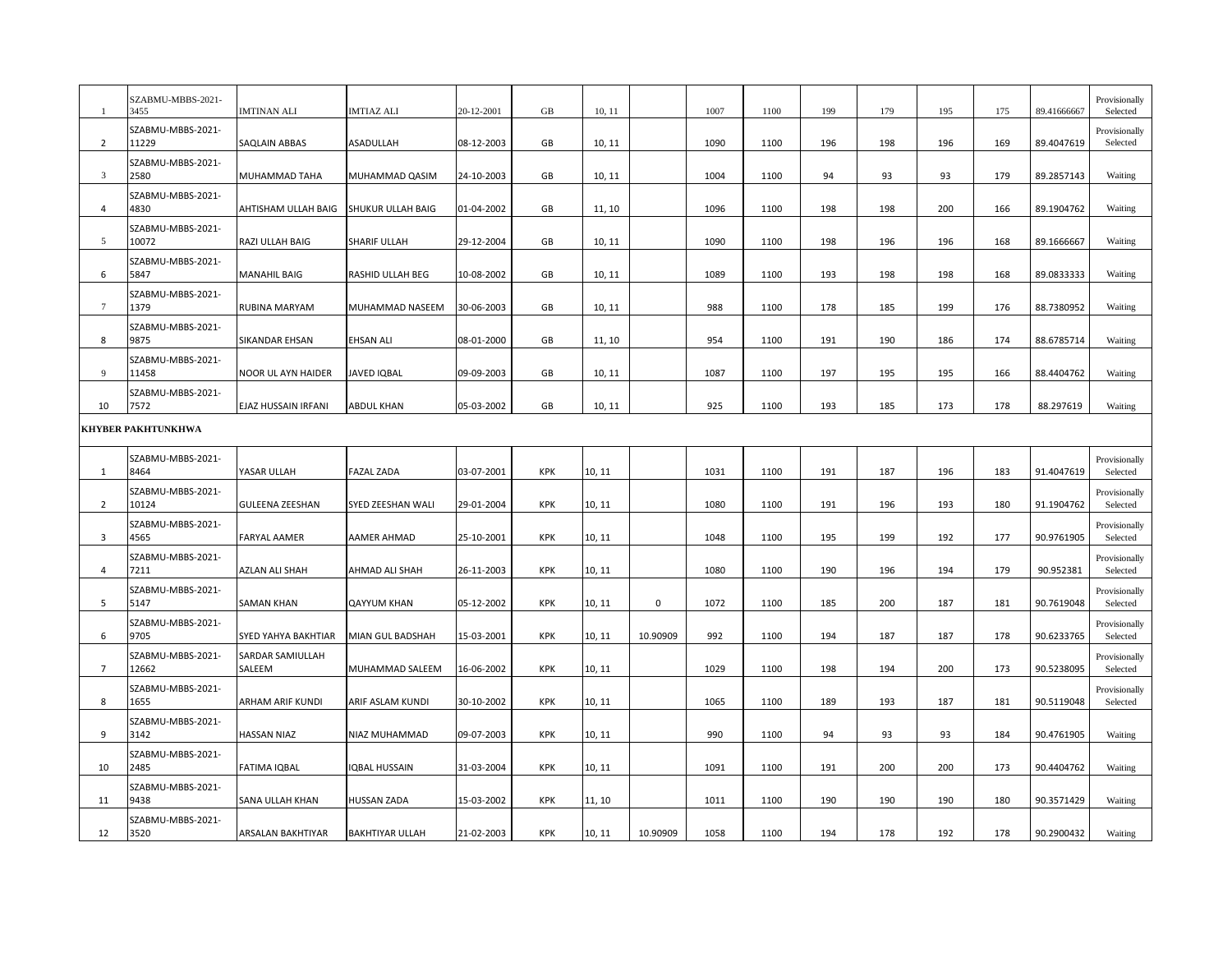| | | | | | | | | | | | | | | | |
|---|---|---|---|---|---|---|---|---|---|---|---|---|---|---|---|
| 1 | SZABMU-MBBS-2021-3455 | IMTINAN ALI | IMTIAZ ALI | 20-12-2001 | GB | 10, 11 | | 1007 | 1100 | 199 | 179 | 195 | 175 | 89.41666667 | Provisionally Selected |
| 2 | SZABMU-MBBS-2021-11229 | SAQLAIN ABBAS | ASADULLAH | 08-12-2003 | GB | 10, 11 | | 1090 | 1100 | 196 | 198 | 196 | 169 | 89.4047619 | Provisionally Selected |
| 3 | SZABMU-MBBS-2021-2580 | MUHAMMAD TAHA | MUHAMMAD QASIM | 24-10-2003 | GB | 10, 11 | | 1004 | 1100 | 94 | 93 | 93 | 179 | 89.2857143 | Waiting |
| 4 | SZABMU-MBBS-2021-4830 | AHTISHAM ULLAH BAIG | SHUKUR ULLAH BAIG | 01-04-2002 | GB | 11, 10 | | 1096 | 1100 | 198 | 198 | 200 | 166 | 89.1904762 | Waiting |
| 5 | SZABMU-MBBS-2021-10072 | RAZI ULLAH BAIG | SHARIF ULLAH | 29-12-2004 | GB | 10, 11 | | 1090 | 1100 | 198 | 196 | 196 | 168 | 89.1666667 | Waiting |
| 6 | SZABMU-MBBS-2021-5847 | MANAHIL BAIG | RASHID ULLAH BEG | 10-08-2002 | GB | 10, 11 | | 1089 | 1100 | 193 | 198 | 198 | 168 | 89.0833333 | Waiting |
| 7 | SZABMU-MBBS-2021-1379 | RUBINA MARYAM | MUHAMMAD NASEEM | 30-06-2003 | GB | 10, 11 | | 988 | 1100 | 178 | 185 | 199 | 176 | 88.7380952 | Waiting |
| 8 | SZABMU-MBBS-2021-9875 | SIKANDAR EHSAN | EHSAN ALI | 08-01-2000 | GB | 11, 10 | | 954 | 1100 | 191 | 190 | 186 | 174 | 88.6785714 | Waiting |
| 9 | SZABMU-MBBS-2021-11458 | NOOR UL AYN HAIDER | JAVED IQBAL | 09-09-2003 | GB | 10, 11 | | 1087 | 1100 | 197 | 195 | 195 | 166 | 88.4404762 | Waiting |
| 10 | SZABMU-MBBS-2021-7572 | EJAZ HUSSAIN IRFANI | ABDUL KHAN | 05-03-2002 | GB | 10, 11 | | 925 | 1100 | 193 | 185 | 173 | 178 | 88.297619 | Waiting |
| **KHYBER PAKHTUNKHWA** | | | | | | | | | | | | | | | |
| 1 | SZABMU-MBBS-2021-8464 | YASAR ULLAH | FAZAL ZADA | 03-07-2001 | KPK | 10, 11 | | 1031 | 1100 | 191 | 187 | 196 | 183 | 91.4047619 | Provisionally Selected |
| 2 | SZABMU-MBBS-2021-10124 | GULEENA ZEESHAN | SYED ZEESHAN WALI | 29-01-2004 | KPK | 10, 11 | | 1080 | 1100 | 191 | 196 | 193 | 180 | 91.1904762 | Provisionally Selected |
| 3 | SZABMU-MBBS-2021-4565 | FARYAL AAMER | AAMER AHMAD | 25-10-2001 | KPK | 10, 11 | | 1048 | 1100 | 195 | 199 | 192 | 177 | 90.9761905 | Provisionally Selected |
| 4 | SZABMU-MBBS-2021-7211 | AZLAN ALI SHAH | AHMAD ALI SHAH | 26-11-2003 | KPK | 10, 11 | | 1080 | 1100 | 190 | 196 | 194 | 179 | 90.952381 | Provisionally Selected |
| 5 | SZABMU-MBBS-2021-5147 | SAMAN KHAN | QAYYUM KHAN | 05-12-2002 | KPK | 10, 11 | 0 | 1072 | 1100 | 185 | 200 | 187 | 181 | 90.7619048 | Provisionally Selected |
| 6 | SZABMU-MBBS-2021-9705 | SYED YAHYA BAKHTIAR | MIAN GUL BADSHAH | 15-03-2001 | KPK | 10, 11 | 10.90909 | 992 | 1100 | 194 | 187 | 187 | 178 | 90.6233765 | Provisionally Selected |
| 7 | SZABMU-MBBS-2021-12662 | SARDAR SAMIULLAH SALEEM | MUHAMMAD SALEEM | 16-06-2002 | KPK | 10, 11 | | 1029 | 1100 | 198 | 194 | 200 | 173 | 90.5238095 | Provisionally Selected |
| 8 | SZABMU-MBBS-2021-1655 | ARHAM ARIF KUNDI | ARIF ASLAM KUNDI | 30-10-2002 | KPK | 10, 11 | | 1065 | 1100 | 189 | 193 | 187 | 181 | 90.5119048 | Provisionally Selected |
| 9 | SZABMU-MBBS-2021-3142 | HASSAN NIAZ | NIAZ MUHAMMAD | 09-07-2003 | KPK | 10, 11 | | 990 | 1100 | 94 | 93 | 93 | 184 | 90.4761905 | Waiting |
| 10 | SZABMU-MBBS-2021-2485 | FATIMA IQBAL | IQBAL HUSSAIN | 31-03-2004 | KPK | 10, 11 | | 1091 | 1100 | 191 | 200 | 200 | 173 | 90.4404762 | Waiting |
| 11 | SZABMU-MBBS-2021-9438 | SANA ULLAH KHAN | HUSSAN ZADA | 15-03-2002 | KPK | 11, 10 | | 1011 | 1100 | 190 | 190 | 190 | 180 | 90.3571429 | Waiting |
| 12 | SZABMU-MBBS-2021-3520 | ARSALAN BAKHTIYAR | BAKHTIYAR ULLAH | 21-02-2003 | KPK | 10, 11 | 10.90909 | 1058 | 1100 | 194 | 178 | 192 | 178 | 90.2900432 | Waiting |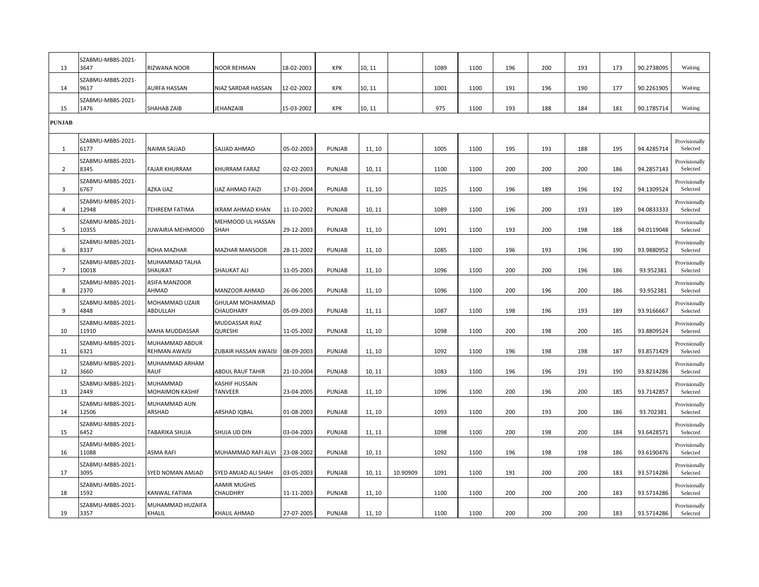| | | | | | | | | | | | | | | | |
|---|---|---|---|---|---|---|---|---|---|---|---|---|---|---|---|
| 13 | SZABMU-MBBS-2021-3647 | RIZWANA NOOR | NOOR REHMAN | 18-02-2003 | KPK | 10, 11 | | 1089 | 1100 | 196 | 200 | 193 | 173 | 90.2738095 | Waiting |
| 14 | SZABMU-MBBS-2021-9617 | AURFA HASSAN | NIAZ SARDAR HASSAN | 12-02-2002 | KPK | 10, 11 | | 1001 | 1100 | 191 | 196 | 190 | 177 | 90.2261905 | Waiting |
| 15 | SZABMU-MBBS-2021-1476 | SHAHAB ZAIB | JEHANZAIB | 15-03-2002 | KPK | 10, 11 | | 975 | 1100 | 193 | 188 | 184 | 181 | 90.1785714 | Waiting |
| **PUNJAB** | | | | | | | | | | | | | | | |
| 1 | SZABMU-MBBS-2021-6177 | NAIMA SAJJAD | SAJJAD AHMAD | 05-02-2003 | PUNJAB | 11, 10 | | 1005 | 1100 | 195 | 193 | 188 | 195 | 94.4285714 | Provisionally Selected |
| 2 | SZABMU-MBBS-2021-8345 | FAJAR KHURRAM | KHURRAM FARAZ | 02-02-2003 | PUNJAB | 10, 11 | | 1100 | 1100 | 200 | 200 | 200 | 186 | 94.2857143 | Provisionally Selected |
| 3 | SZABMU-MBBS-2021-6767 | AZKA IJAZ | IJAZ AHMAD FAIZI | 17-01-2004 | PUNJAB | 11, 10 | | 1025 | 1100 | 196 | 189 | 196 | 192 | 94.1309524 | Provisionally Selected |
| 4 | SZABMU-MBBS-2021-12948 | TEHREEM FATIMA | IKRAM AHMAD KHAN | 11-10-2002 | PUNJAB | 10, 11 | | 1089 | 1100 | 196 | 200 | 193 | 189 | 94.0833333 | Provisionally Selected |
| 5 | SZABMU-MBBS-2021-10355 | JUWAIRIA MEHMOOD | MEHMOOD UL HASSAN SHAH | 29-12-2003 | PUNJAB | 11, 10 | | 1091 | 1100 | 193 | 200 | 198 | 188 | 94.0119048 | Provisionally Selected |
| 6 | SZABMU-MBBS-2021-8337 | ROHA MAZHAR | MAZHAR MANSOOR | 28-11-2002 | PUNJAB | 11, 10 | | 1085 | 1100 | 196 | 193 | 196 | 190 | 93.9880952 | Provisionally Selected |
| 7 | SZABMU-MBBS-2021-10018 | MUHAMMAD TALHA SHAUKAT | SHAUKAT ALI | 11-05-2003 | PUNJAB | 11, 10 | | 1096 | 1100 | 200 | 200 | 196 | 186 | 93.952381 | Provisionally Selected |
| 8 | SZABMU-MBBS-2021-2370 | ASIFA MANZOOR AHMAD | MANZOOR AHMAD | 26-06-2005 | PUNJAB | 11, 10 | | 1096 | 1100 | 200 | 196 | 200 | 186 | 93.952381 | Provisionally Selected |
| 9 | SZABMU-MBBS-2021-4848 | MOHAMMAD UZAIR ABDULLAH | GHULAM MOHAMMAD CHAUDHARY | 05-09-2003 | PUNJAB | 11, 11 | | 1087 | 1100 | 198 | 196 | 193 | 189 | 93.9166667 | Provisionally Selected |
| 10 | SZABMU-MBBS-2021-11910 | MAHA MUDDASSAR | MUDDASSAR RIAZ QURESHI | 11-05-2002 | PUNJAB | 11, 10 | | 1098 | 1100 | 200 | 198 | 200 | 185 | 93.8809524 | Provisionally Selected |
| 11 | SZABMU-MBBS-2021-6321 | MUHAMMAD ABDUR REHMAN AWAISI | ZUBAIR HASSAN AWAISI | 08-09-2003 | PUNJAB | 11, 10 | | 1092 | 1100 | 196 | 198 | 198 | 187 | 93.8571429 | Provisionally Selected |
| 12 | SZABMU-MBBS-2021-3660 | MUHAMMAD ARHAM RAUF | ABDUL RAUF TAHIR | 21-10-2004 | PUNJAB | 10, 11 | | 1083 | 1100 | 196 | 196 | 191 | 190 | 93.8214286 | Provisionally Selected |
| 13 | SZABMU-MBBS-2021-2449 | MUHAMMAD MOHAIMON KASHIF | KASHIF HUSSAIN TANVEER | 23-04-2005 | PUNJAB | 11, 10 | | 1096 | 1100 | 200 | 196 | 200 | 185 | 93.7142857 | Provisionally Selected |
| 14 | SZABMU-MBBS-2021-12506 | MUHAMMAD AUN ARSHAD | ARSHAD IQBAL | 01-08-2003 | PUNJAB | 11, 10 | | 1093 | 1100 | 200 | 193 | 200 | 186 | 93.702381 | Provisionally Selected |
| 15 | SZABMU-MBBS-2021-6452 | TABARIKA SHUJA | SHUJA UD DIN | 03-04-2003 | PUNJAB | 11, 11 | | 1098 | 1100 | 200 | 198 | 200 | 184 | 93.6428571 | Provisionally Selected |
| 16 | SZABMU-MBBS-2021-11088 | ASMA RAFI | MUHAMMAD RAFI ALVI | 23-08-2002 | PUNJAB | 10, 11 | | 1092 | 1100 | 196 | 198 | 198 | 186 | 93.6190476 | Provisionally Selected |
| 17 | SZABMU-MBBS-2021-3095 | SYED NOMAN AMJAD | SYED AMJAD ALI SHAH | 03-05-2003 | PUNJAB | 10, 11 | 10.90909 | 1091 | 1100 | 191 | 200 | 200 | 183 | 93.5714286 | Provisionally Selected |
| 18 | SZABMU-MBBS-2021-1592 | KANWAL FATIMA | AAMIR MUGHIS CHAUDHRY | 11-11-2003 | PUNJAB | 11, 10 | | 1100 | 1100 | 200 | 200 | 200 | 183 | 93.5714286 | Provisionally Selected |
| 19 | SZABMU-MBBS-2021-3357 | MUHAMMAD HUZAIFA KHALIL | KHALIL AHMAD | 27-07-2005 | PUNJAB | 11, 10 | | 1100 | 1100 | 200 | 200 | 200 | 183 | 93.5714286 | Provisionally Selected |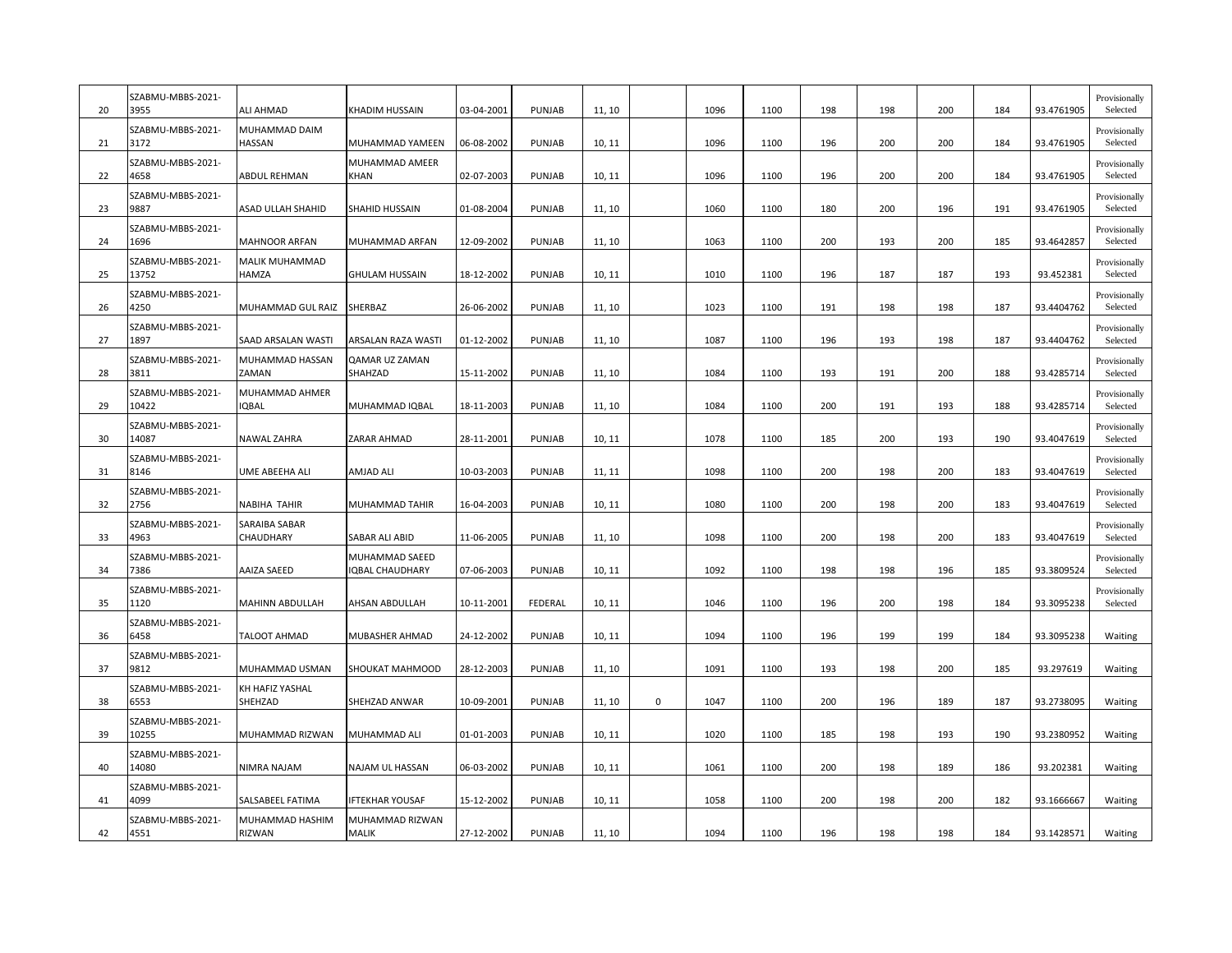| | | | | | | | | | | | | | | | |
|---|---|---|---|---|---|---|---|---|---|---|---|---|---|---|---|
| 20 | SZABMU-MBBS-2021-3955 | ALI AHMAD | KHADIM HUSSAIN | 03-04-2001 | PUNJAB | 11, 10 | | 1096 | 1100 | 198 | 198 | 200 | 184 | 93.4761905 | Provisionally Selected |
| 21 | SZABMU-MBBS-2021-3172 | MUHAMMAD DAIM HASSAN | MUHAMMAD YAMEEN | 06-08-2002 | PUNJAB | 10, 11 | | 1096 | 1100 | 196 | 200 | 200 | 184 | 93.4761905 | Provisionally Selected |
| 22 | SZABMU-MBBS-2021-4658 | ABDUL REHMAN | MUHAMMAD AMEER KHAN | 02-07-2003 | PUNJAB | 10, 11 | | 1096 | 1100 | 196 | 200 | 200 | 184 | 93.4761905 | Provisionally Selected |
| 23 | SZABMU-MBBS-2021-9887 | ASAD ULLAH SHAHID | SHAHID HUSSAIN | 01-08-2004 | PUNJAB | 11, 10 | | 1060 | 1100 | 180 | 200 | 196 | 191 | 93.4761905 | Provisionally Selected |
| 24 | SZABMU-MBBS-2021-1696 | MAHNOOR ARFAN | MUHAMMAD ARFAN | 12-09-2002 | PUNJAB | 11, 10 | | 1063 | 1100 | 200 | 193 | 200 | 185 | 93.4642857 | Provisionally Selected |
| 25 | SZABMU-MBBS-2021-13752 | MALIK MUHAMMAD HAMZA | GHULAM HUSSAIN | 18-12-2002 | PUNJAB | 10, 11 | | 1010 | 1100 | 196 | 187 | 187 | 193 | 93.452381 | Provisionally Selected |
| 26 | SZABMU-MBBS-2021-4250 | MUHAMMAD GUL RAIZ | SHERBAZ | 26-06-2002 | PUNJAB | 11, 10 | | 1023 | 1100 | 191 | 198 | 198 | 187 | 93.4404762 | Provisionally Selected |
| 27 | SZABMU-MBBS-2021-1897 | SAAD ARSALAN WASTI | ARSALAN RAZA WASTI | 01-12-2002 | PUNJAB | 11, 10 | | 1087 | 1100 | 196 | 193 | 198 | 187 | 93.4404762 | Provisionally Selected |
| 28 | SZABMU-MBBS-2021-3811 | MUHAMMAD HASSAN ZAMAN | QAMAR UZ ZAMAN SHAHZAD | 15-11-2002 | PUNJAB | 11, 10 | | 1084 | 1100 | 193 | 191 | 200 | 188 | 93.4285714 | Provisionally Selected |
| 29 | SZABMU-MBBS-2021-10422 | MUHAMMAD AHMER IQBAL | MUHAMMAD IQBAL | 18-11-2003 | PUNJAB | 11, 10 | | 1084 | 1100 | 200 | 191 | 193 | 188 | 93.4285714 | Provisionally Selected |
| 30 | SZABMU-MBBS-2021-14087 | NAWAL ZAHRA | ZARAR AHMAD | 28-11-2001 | PUNJAB | 10, 11 | | 1078 | 1100 | 185 | 200 | 193 | 190 | 93.4047619 | Provisionally Selected |
| 31 | SZABMU-MBBS-2021-8146 | UME ABEEHA ALI | AMJAD ALI | 10-03-2003 | PUNJAB | 11, 11 | | 1098 | 1100 | 200 | 198 | 200 | 183 | 93.4047619 | Provisionally Selected |
| 32 | SZABMU-MBBS-2021-2756 | NABIHA TAHIR | MUHAMMAD TAHIR | 16-04-2003 | PUNJAB | 10, 11 | | 1080 | 1100 | 200 | 198 | 200 | 183 | 93.4047619 | Provisionally Selected |
| 33 | SZABMU-MBBS-2021-4963 | SARAIBA SABAR CHAUDHARY | SABAR ALI ABID | 11-06-2005 | PUNJAB | 11, 10 | | 1098 | 1100 | 200 | 198 | 200 | 183 | 93.4047619 | Provisionally Selected |
| 34 | SZABMU-MBBS-2021-7386 | AAIZA SAEED | MUHAMMAD SAEED IQBAL CHAUDHARY | 07-06-2003 | PUNJAB | 10, 11 | | 1092 | 1100 | 198 | 198 | 196 | 185 | 93.3809524 | Provisionally Selected |
| 35 | SZABMU-MBBS-2021-1120 | MAHINN ABDULLAH | AHSAN ABDULLAH | 10-11-2001 | FEDERAL | 10, 11 | | 1046 | 1100 | 196 | 200 | 198 | 184 | 93.3095238 | Provisionally Selected |
| 36 | SZABMU-MBBS-2021-6458 | TALOOT AHMAD | MUBASHER AHMAD | 24-12-2002 | PUNJAB | 10, 11 | | 1094 | 1100 | 196 | 199 | 199 | 184 | 93.3095238 | Waiting |
| 37 | SZABMU-MBBS-2021-9812 | MUHAMMAD USMAN | SHOUKAT MAHMOOD | 28-12-2003 | PUNJAB | 11, 10 | | 1091 | 1100 | 193 | 198 | 200 | 185 | 93.297619 | Waiting |
| 38 | SZABMU-MBBS-2021-6553 | KH HAFIZ YASHAL SHEHZAD | SHEHZAD ANWAR | 10-09-2001 | PUNJAB | 11, 10 | 0 | 1047 | 1100 | 200 | 196 | 189 | 187 | 93.2738095 | Waiting |
| 39 | SZABMU-MBBS-2021-10255 | MUHAMMAD RIZWAN | MUHAMMAD ALI | 01-01-2003 | PUNJAB | 10, 11 | | 1020 | 1100 | 185 | 198 | 193 | 190 | 93.2380952 | Waiting |
| 40 | SZABMU-MBBS-2021-14080 | NIMRA NAJAM | NAJAM UL HASSAN | 06-03-2002 | PUNJAB | 10, 11 | | 1061 | 1100 | 200 | 198 | 189 | 186 | 93.202381 | Waiting |
| 41 | SZABMU-MBBS-2021-4099 | SALSABEEL FATIMA | IFTEKHAR YOUSAF | 15-12-2002 | PUNJAB | 10, 11 | | 1058 | 1100 | 200 | 198 | 200 | 182 | 93.1666667 | Waiting |
| 42 | SZABMU-MBBS-2021-4551 | MUHAMMAD HASHIM RIZWAN | MUHAMMAD RIZWAN MALIK | 27-12-2002 | PUNJAB | 11, 10 | | 1094 | 1100 | 196 | 198 | 198 | 184 | 93.1428571 | Waiting |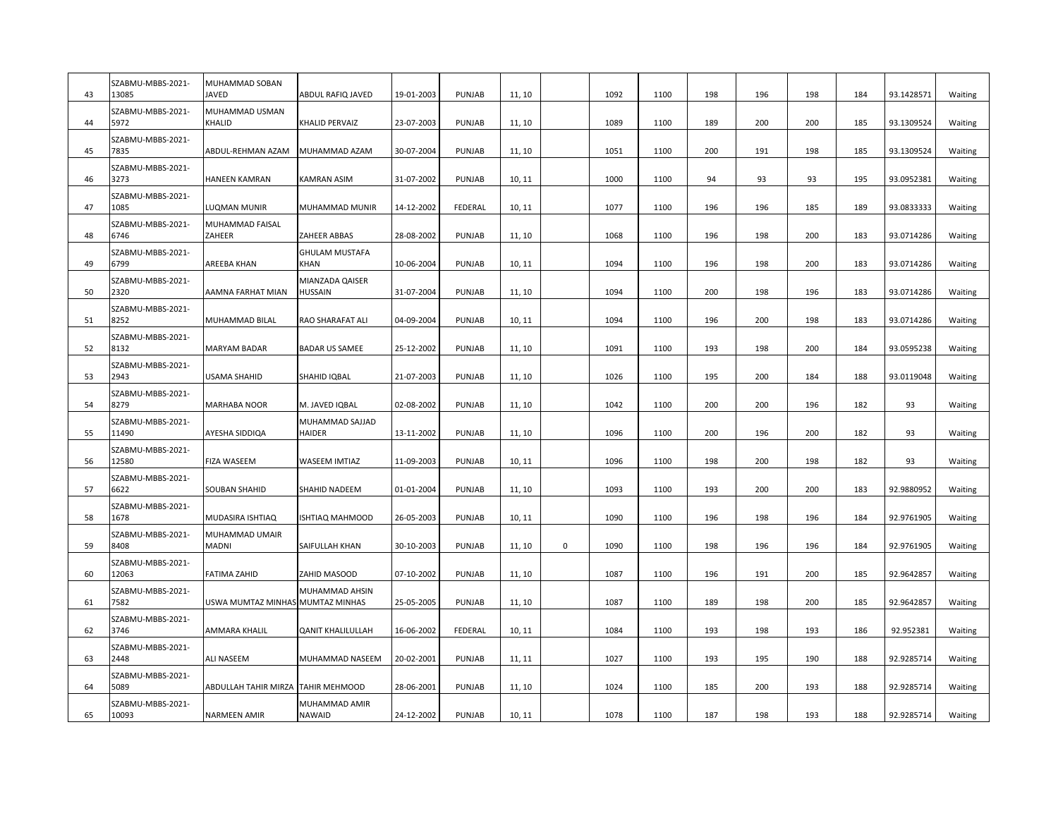| | | | | | | | | | | | | | | | |
|---|---|---|---|---|---|---|---|---|---|---|---|---|---|---|---|
| 43 | SZABMU-MBBS-2021-13085 | MUHAMMAD SOBAN JAVED | ABDUL RAFIQ JAVED | 19-01-2003 | PUNJAB | 11, 10 | | 1092 | 1100 | 198 | 196 | 198 | 184 | 93.1428571 | Waiting |
| 44 | SZABMU-MBBS-2021-5972 | MUHAMMAD USMAN KHALID | KHALID PERVAIZ | 23-07-2003 | PUNJAB | 11, 10 | | 1089 | 1100 | 189 | 200 | 200 | 185 | 93.1309524 | Waiting |
| 45 | SZABMU-MBBS-2021-7835 | ABDUL-REHMAN AZAM | MUHAMMAD AZAM | 30-07-2004 | PUNJAB | 11, 10 | | 1051 | 1100 | 200 | 191 | 198 | 185 | 93.1309524 | Waiting |
| 46 | SZABMU-MBBS-2021-3273 | HANEEN KAMRAN | KAMRAN ASIM | 31-07-2002 | PUNJAB | 10, 11 | | 1000 | 1100 | 94 | 93 | 93 | 195 | 93.0952381 | Waiting |
| 47 | SZABMU-MBBS-2021-1085 | LUQMAN MUNIR | MUHAMMAD MUNIR | 14-12-2002 | FEDERAL | 10, 11 | | 1077 | 1100 | 196 | 196 | 185 | 189 | 93.0833333 | Waiting |
| 48 | SZABMU-MBBS-2021-6746 | MUHAMMAD FAISAL ZAHEER | ZAHEER ABBAS | 28-08-2002 | PUNJAB | 11, 10 | | 1068 | 1100 | 196 | 198 | 200 | 183 | 93.0714286 | Waiting |
| 49 | SZABMU-MBBS-2021-6799 | AREEBA KHAN | GHULAM MUSTAFA KHAN | 10-06-2004 | PUNJAB | 10, 11 | | 1094 | 1100 | 196 | 198 | 200 | 183 | 93.0714286 | Waiting |
| 50 | SZABMU-MBBS-2021-2320 | AAMNA FARHAT MIAN | MIANZADA QAISER HUSSAIN | 31-07-2004 | PUNJAB | 11, 10 | | 1094 | 1100 | 200 | 198 | 196 | 183 | 93.0714286 | Waiting |
| 51 | SZABMU-MBBS-2021-8252 | MUHAMMAD BILAL | RAO SHARAFAT ALI | 04-09-2004 | PUNJAB | 10, 11 | | 1094 | 1100 | 196 | 200 | 198 | 183 | 93.0714286 | Waiting |
| 52 | SZABMU-MBBS-2021-8132 | MARYAM BADAR | BADAR US SAMEE | 25-12-2002 | PUNJAB | 11, 10 | | 1091 | 1100 | 193 | 198 | 200 | 184 | 93.0595238 | Waiting |
| 53 | SZABMU-MBBS-2021-2943 | USAMA SHAHID | SHAHID IQBAL | 21-07-2003 | PUNJAB | 11, 10 | | 1026 | 1100 | 195 | 200 | 184 | 188 | 93.0119048 | Waiting |
| 54 | SZABMU-MBBS-2021-8279 | MARHABA NOOR | M. JAVED IQBAL | 02-08-2002 | PUNJAB | 11, 10 | | 1042 | 1100 | 200 | 200 | 196 | 182 | 93 | Waiting |
| 55 | SZABMU-MBBS-2021-11490 | AYESHA SIDDIQA | MUHAMMAD SAJJAD HAIDER | 13-11-2002 | PUNJAB | 11, 10 | | 1096 | 1100 | 200 | 196 | 200 | 182 | 93 | Waiting |
| 56 | SZABMU-MBBS-2021-12580 | FIZA WASEEM | WASEEM IMTIAZ | 11-09-2003 | PUNJAB | 10, 11 | | 1096 | 1100 | 198 | 200 | 198 | 182 | 93 | Waiting |
| 57 | SZABMU-MBBS-2021-6622 | SOUBAN SHAHID | SHAHID NADEEM | 01-01-2004 | PUNJAB | 11, 10 | | 1093 | 1100 | 193 | 200 | 200 | 183 | 92.9880952 | Waiting |
| 58 | SZABMU-MBBS-2021-1678 | MUDASIRA ISHTIAQ | ISHTIAQ MAHMOOD | 26-05-2003 | PUNJAB | 10, 11 | | 1090 | 1100 | 196 | 198 | 196 | 184 | 92.9761905 | Waiting |
| 59 | SZABMU-MBBS-2021-8408 | MUHAMMAD UMAIR MADNI | SAIFULLAH KHAN | 30-10-2003 | PUNJAB | 11, 10 | 0 | 1090 | 1100 | 198 | 196 | 196 | 184 | 92.9761905 | Waiting |
| 60 | SZABMU-MBBS-2021-12063 | FATIMA ZAHID | ZAHID MASOOD | 07-10-2002 | PUNJAB | 11, 10 | | 1087 | 1100 | 196 | 191 | 200 | 185 | 92.9642857 | Waiting |
| 61 | SZABMU-MBBS-2021-7582 | USWA MUMTAZ MINHAS | MUHAMMAD AHSIN MUMTAZ MINHAS | 25-05-2005 | PUNJAB | 11, 10 | | 1087 | 1100 | 189 | 198 | 200 | 185 | 92.9642857 | Waiting |
| 62 | SZABMU-MBBS-2021-3746 | AMMARA KHALIL | QANIT KHALILULLAH | 16-06-2002 | FEDERAL | 10, 11 | | 1084 | 1100 | 193 | 198 | 193 | 186 | 92.952381 | Waiting |
| 63 | SZABMU-MBBS-2021-2448 | ALI NASEEM | MUHAMMAD NASEEM | 20-02-2001 | PUNJAB | 11, 11 | | 1027 | 1100 | 193 | 195 | 190 | 188 | 92.9285714 | Waiting |
| 64 | SZABMU-MBBS-2021-5089 | ABDULLAH TAHIR MIRZA | TAHIR MEHMOOD | 28-06-2001 | PUNJAB | 11, 10 | | 1024 | 1100 | 185 | 200 | 193 | 188 | 92.9285714 | Waiting |
| 65 | SZABMU-MBBS-2021-10093 | NARMEEN AMIR | MUHAMMAD AMIR NAWAID | 24-12-2002 | PUNJAB | 10, 11 | | 1078 | 1100 | 187 | 198 | 193 | 188 | 92.9285714 | Waiting |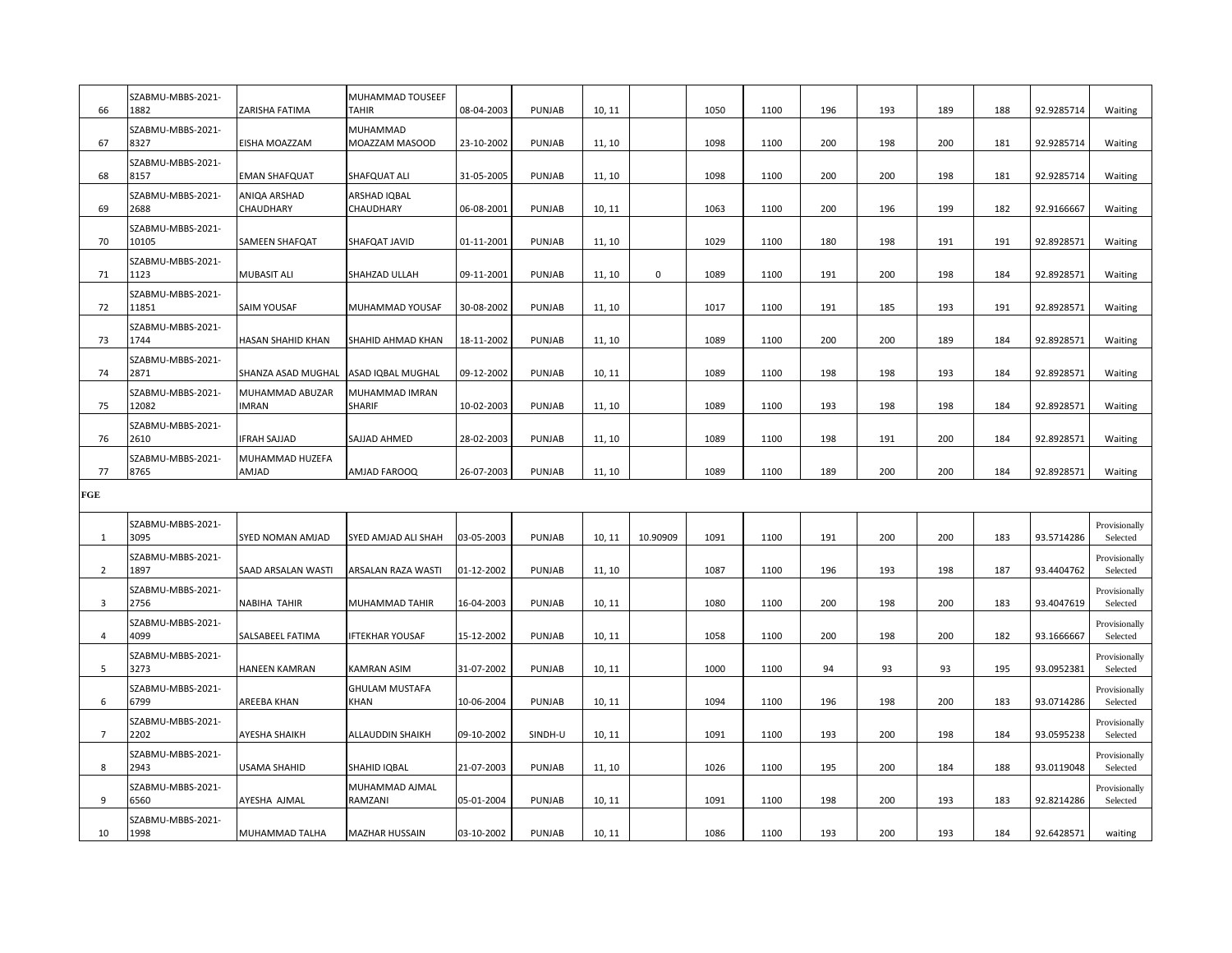| | | | | | | | | | | | | | | | |
|---|---|---|---|---|---|---|---|---|---|---|---|---|---|---|---|
| 66 | SZABMU-MBBS-2021-1882 | ZARISHA FATIMA | MUHAMMAD TOUSEEF TAHIR | 08-04-2003 | PUNJAB | 10, 11 | | 1050 | 1100 | 196 | 193 | 189 | 188 | 92.9285714 | Waiting |
| 67 | SZABMU-MBBS-2021-8327 | EISHA MOAZZAM | MUHAMMAD MOAZZAM MASOOD | 23-10-2002 | PUNJAB | 11, 10 | | 1098 | 1100 | 200 | 198 | 200 | 181 | 92.9285714 | Waiting |
| 68 | SZABMU-MBBS-2021-8157 | EMAN SHAFQUAT | SHAFQUAT ALI | 31-05-2005 | PUNJAB | 11, 10 | | 1098 | 1100 | 200 | 200 | 198 | 181 | 92.9285714 | Waiting |
| 69 | SZABMU-MBBS-2021-2688 | ANIQA ARSHAD CHAUDHARY | ARSHAD IQBAL CHAUDHARY | 06-08-2001 | PUNJAB | 10, 11 | | 1063 | 1100 | 200 | 196 | 199 | 182 | 92.9166667 | Waiting |
| 70 | SZABMU-MBBS-2021-10105 | SAMEEN SHAFQAT | SHAFQAT JAVID | 01-11-2001 | PUNJAB | 11, 10 | | 1029 | 1100 | 180 | 198 | 191 | 191 | 92.8928571 | Waiting |
| 71 | SZABMU-MBBS-2021-1123 | MUBASIT ALI | SHAHZAD ULLAH | 09-11-2001 | PUNJAB | 11, 10 | 0 | 1089 | 1100 | 191 | 200 | 198 | 184 | 92.8928571 | Waiting |
| 72 | SZABMU-MBBS-2021-11851 | SAIM YOUSAF | MUHAMMAD YOUSAF | 30-08-2002 | PUNJAB | 11, 10 | | 1017 | 1100 | 191 | 185 | 193 | 191 | 92.8928571 | Waiting |
| 73 | SZABMU-MBBS-2021-1744 | HASAN SHAHID KHAN | SHAHID AHMAD KHAN | 18-11-2002 | PUNJAB | 11, 10 | | 1089 | 1100 | 200 | 200 | 189 | 184 | 92.8928571 | Waiting |
| 74 | SZABMU-MBBS-2021-2871 | SHANZA ASAD MUGHAL | ASAD IQBAL MUGHAL | 09-12-2002 | PUNJAB | 10, 11 | | 1089 | 1100 | 198 | 198 | 193 | 184 | 92.8928571 | Waiting |
| 75 | SZABMU-MBBS-2021-12082 | MUHAMMAD ABUZAR IMRAN | MUHAMMAD IMRAN SHARIF | 10-02-2003 | PUNJAB | 11, 10 | | 1089 | 1100 | 193 | 198 | 198 | 184 | 92.8928571 | Waiting |
| 76 | SZABMU-MBBS-2021-2610 | IFRAH SAJJAD | SAJJAD AHMED | 28-02-2003 | PUNJAB | 11, 10 | | 1089 | 1100 | 198 | 191 | 200 | 184 | 92.8928571 | Waiting |
| 77 | SZABMU-MBBS-2021-8765 | MUHAMMAD HUZEFA AMJAD | AMJAD FAROOQ | 26-07-2003 | PUNJAB | 11, 10 | | 1089 | 1100 | 189 | 200 | 200 | 184 | 92.8928571 | Waiting |

**FGE**

| | | | | | | | | | | | | | | | |
|---|---|---|---|---|---|---|---|---|---|---|---|---|---|---|---|
| 1 | SZABMU-MBBS-2021-3095 | SYED NOMAN AMJAD | SYED AMJAD ALI SHAH | 03-05-2003 | PUNJAB | 10, 11 | 10.90909 | 1091 | 1100 | 191 | 200 | 200 | 183 | 93.5714286 | Provisionally Selected |
| 2 | SZABMU-MBBS-2021-1897 | SAAD ARSALAN WASTI | ARSALAN RAZA WASTI | 01-12-2002 | PUNJAB | 11, 10 | | 1087 | 1100 | 196 | 193 | 198 | 187 | 93.4404762 | Provisionally Selected |
| 3 | SZABMU-MBBS-2021-2756 | NABIHA TAHIR | MUHAMMAD TAHIR | 16-04-2003 | PUNJAB | 10, 11 | | 1080 | 1100 | 200 | 198 | 200 | 183 | 93.4047619 | Provisionally Selected |
| 4 | SZABMU-MBBS-2021-4099 | SALSABEEL FATIMA | IFTEKHAR YOUSAF | 15-12-2002 | PUNJAB | 10, 11 | | 1058 | 1100 | 200 | 198 | 200 | 182 | 93.1666667 | Provisionally Selected |
| 5 | SZABMU-MBBS-2021-3273 | HANEEN KAMRAN | KAMRAN ASIM | 31-07-2002 | PUNJAB | 10, 11 | | 1000 | 1100 | 94 | 93 | 93 | 195 | 93.0952381 | Provisionally Selected |
| 6 | SZABMU-MBBS-2021-6799 | AREEBA KHAN | GHULAM MUSTAFA KHAN | 10-06-2004 | PUNJAB | 10, 11 | | 1094 | 1100 | 196 | 198 | 200 | 183 | 93.0714286 | Provisionally Selected |
| 7 | SZABMU-MBBS-2021-2202 | AYESHA SHAIKH | ALLAUDDIN SHAIKH | 09-10-2002 | SINDH-U | 10, 11 | | 1091 | 1100 | 193 | 200 | 198 | 184 | 93.0595238 | Provisionally Selected |
| 8 | SZABMU-MBBS-2021-2943 | USAMA SHAHID | SHAHID IQBAL | 21-07-2003 | PUNJAB | 11, 10 | | 1026 | 1100 | 195 | 200 | 184 | 188 | 93.0119048 | Provisionally Selected |
| 9 | SZABMU-MBBS-2021-6560 | AYESHA AJMAL | MUHAMMAD AJMAL RAMZANI | 05-01-2004 | PUNJAB | 10, 11 | | 1091 | 1100 | 198 | 200 | 193 | 183 | 92.8214286 | Provisionally Selected |
| 10 | SZABMU-MBBS-2021-1998 | MUHAMMAD TALHA | MAZHAR HUSSAIN | 03-10-2002 | PUNJAB | 10, 11 | | 1086 | 1100 | 193 | 200 | 193 | 184 | 92.6428571 | waiting |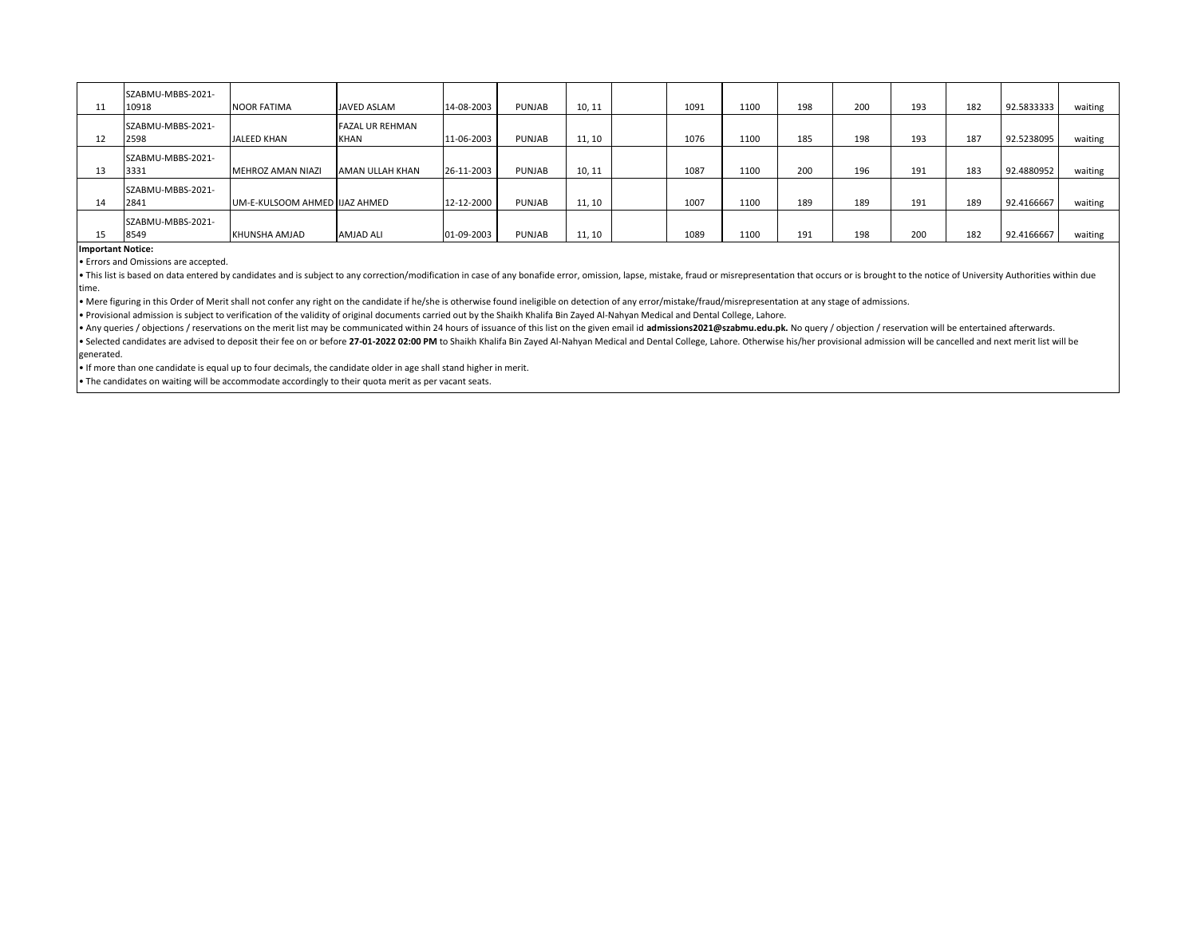| | | | | | | | | | | | | | | | |
|---|---|---|---|---|---|---|---|---|---|---|---|---|---|---|---|
| 11 | SZABMU-MBBS-2021-10918 | NOOR FATIMA | JAVED ASLAM | 14-08-2003 | PUNJAB | 10, 11 | | 1091 | 1100 | 198 | 200 | 193 | 182 | 92.5833333 | waiting |
| 12 | SZABMU-MBBS-2021-2598 | JALEED KHAN | FAZAL UR REHMAN KHAN | 11-06-2003 | PUNJAB | 11, 10 | | 1076 | 1100 | 185 | 198 | 193 | 187 | 92.5238095 | waiting |
| 13 | SZABMU-MBBS-2021-3331 | MEHROZ AMAN NIAZI | AMAN ULLAH KHAN | 26-11-2003 | PUNJAB | 10, 11 | | 1087 | 1100 | 200 | 196 | 191 | 183 | 92.4880952 | waiting |
| 14 | SZABMU-MBBS-2021-2841 | UM-E-KULSOOM AHMED | IJAZ AHMED | 12-12-2000 | PUNJAB | 11, 10 | | 1007 | 1100 | 189 | 189 | 191 | 189 | 92.4166667 | waiting |
| 15 | SZABMU-MBBS-2021-8549 | KHUNSHA AMJAD | AMJAD ALI | 01-09-2003 | PUNJAB | 11, 10 | | 1089 | 1100 | 191 | 198 | 200 | 182 | 92.4166667 | waiting |

**Important Notice:**

- Errors and Omissions are accepted.
- This list is based on data entered by candidates and is subject to any correction/modification in case of any bonafide error, omission, lapse, mistake, fraud or misrepresentation that occurs or is brought to the notice of University Authorities within due time.
- Mere figuring in this Order of Merit shall not confer any right on the candidate if he/she is otherwise found ineligible on detection of any error/mistake/fraud/misrepresentation at any stage of admissions.
- Provisional admission is subject to verification of the validity of original documents carried out by the Shaikh Khalifa Bin Zayed Al-Nahyan Medical and Dental College, Lahore.
- Any queries / objections / reservations on the merit list may be communicated within 24 hours of issuance of this list on the given email id **admissions2021@szabmu.edu.pk.** No query / objection / reservation will be entertained afterwards.
- Selected candidates are advised to deposit their fee on or before **27-01-2022 02:00 PM** to Shaikh Khalifa Bin Zayed Al-Nahyan Medical and Dental College, Lahore. Otherwise his/her provisional admission will be cancelled and next merit list will be generated.
- If more than one candidate is equal up to four decimals, the candidate older in age shall stand higher in merit.
- The candidates on waiting will be accommodate accordingly to their quota merit as per vacant seats.